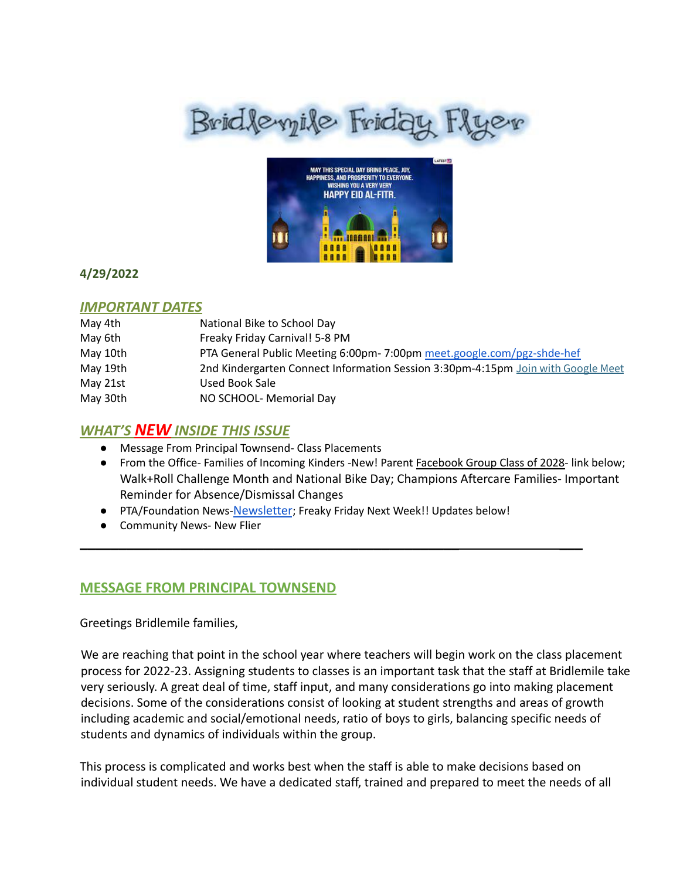# Bridlemile Friday Flyer

**4/29/2022**

## *IMPORTANT DATES*

| | |
|---|---|
| May 4th | National Bike to School Day |
| May 6th | Freaky Friday Carnival! 5-8 PM |
| May 10th | PTA General Public Meeting 6:00pm- 7:00pm meet.google.com/pgz-shde-hef |
| May 19th | 2nd Kindergarten Connect Information Session 3:30pm-4:15pm Join with Google Meet |
| May 21st | Used Book Sale |
| May 30th | NO SCHOOL- Memorial Day |

## *WHAT'S NEW INSIDE THIS ISSUE*

- Message From Principal Townsend- Class Placements
- From the Office- Families of Incoming Kinders -New! Parent Facebook Group Class of 2028- link below; Walk+Roll Challenge Month and National Bike Day; Champions Aftercare Families- Important Reminder for Absence/Dismissal Changes
- PTA/Foundation News-Newsletter; Freaky Friday Next Week!! Updates below!
- Community News- New Flier

---

## MESSAGE FROM PRINCIPAL TOWNSEND

Greetings Bridlemile families,

We are reaching that point in the school year where teachers will begin work on the class placement process for 2022-23. Assigning students to classes is an important task that the staff at Bridlemile take very seriously. A great deal of time, staff input, and many considerations go into making placement decisions. Some of the considerations consist of looking at student strengths and areas of growth including academic and social/emotional needs, ratio of boys to girls, balancing specific needs of students and dynamics of individuals within the group.

This process is complicated and works best when the staff is able to make decisions based on individual student needs. We have a dedicated staff, trained and prepared to meet the needs of all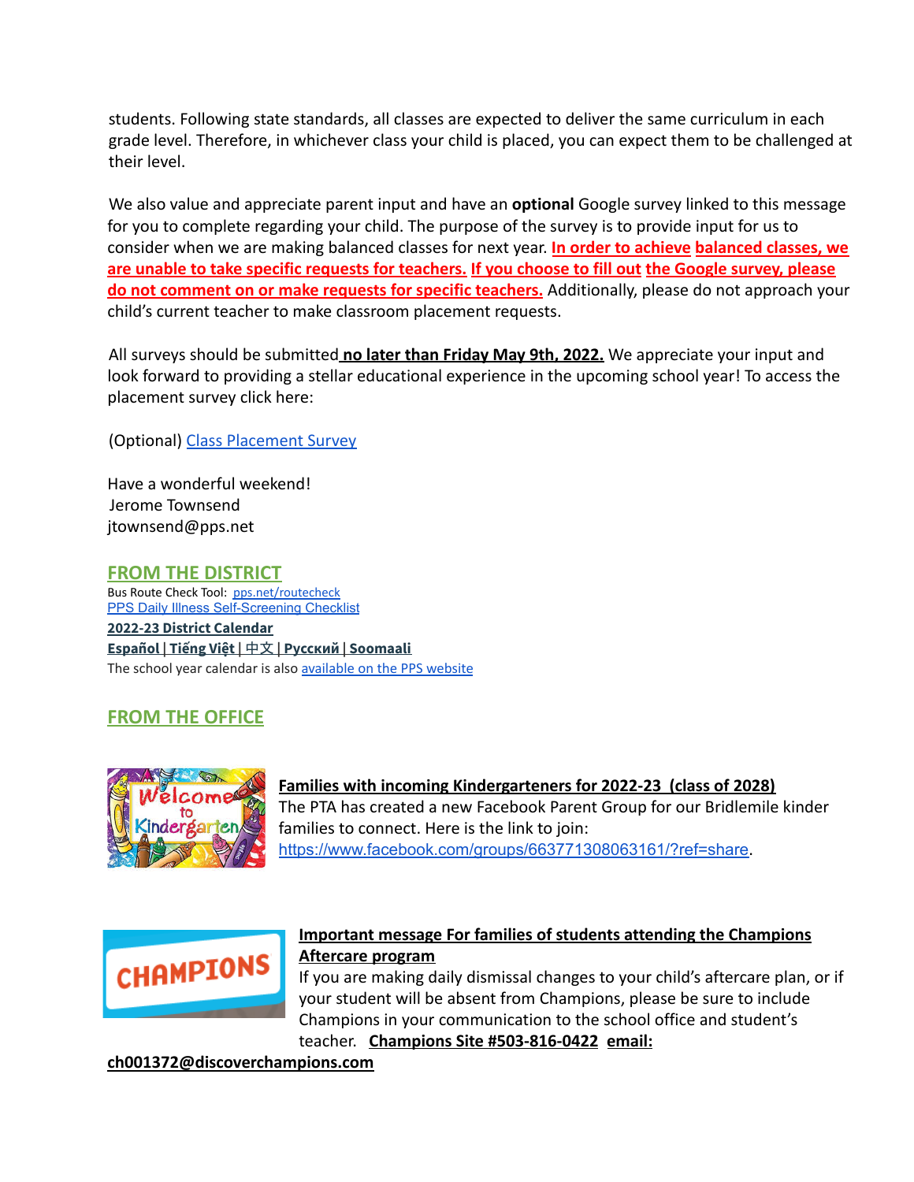students. Following state standards, all classes are expected to deliver the same curriculum in each grade level. Therefore, in whichever class your child is placed, you can expect them to be challenged at their level.

We also value and appreciate parent input and have an **optional** Google survey linked to this message for you to complete regarding your child. The purpose of the survey is to provide input for us to consider when we are making balanced classes for next year. **In order to achieve balanced classes, we are unable to take specific requests for teachers. If you choose to fill out the Google survey, please do not comment on or make requests for specific teachers.** Additionally, please do not approach your child's current teacher to make classroom placement requests.

All surveys should be submitted **no later than Friday May 9th, 2022.** We appreciate your input and look forward to providing a stellar educational experience in the upcoming school year! To access the placement survey click here:

(Optional) [Class Placement Survey]

Have a wonderful weekend!
Jerome Townsend
jtownsend@pps.net

## FROM THE DISTRICT

Bus Route Check Tool: pps.net/routecheck
PPS Daily Illness Self-Screening Checklist

**2022-23 District Calendar**

**Español | Tiếng Việt | 中文 | Русский | Soomaali**

The school year calendar is also available on the PPS website

## FROM THE OFFICE

**Families with incoming Kindergarteners for 2022-23 (class of 2028)**
The PTA has created a new Facebook Parent Group for our Bridlemile kinder families to connect. Here is the link to join: https://www.facebook.com/groups/663771308063161/?ref=share.

**Important message For families of students attending the Champions Aftercare program**
If you are making daily dismissal changes to your child's aftercare plan, or if your student will be absent from Champions, please be sure to include Champions in your communication to the school office and student's teacher. **Champions Site #503-816-0422 email: ch001372@discoverchampions.com**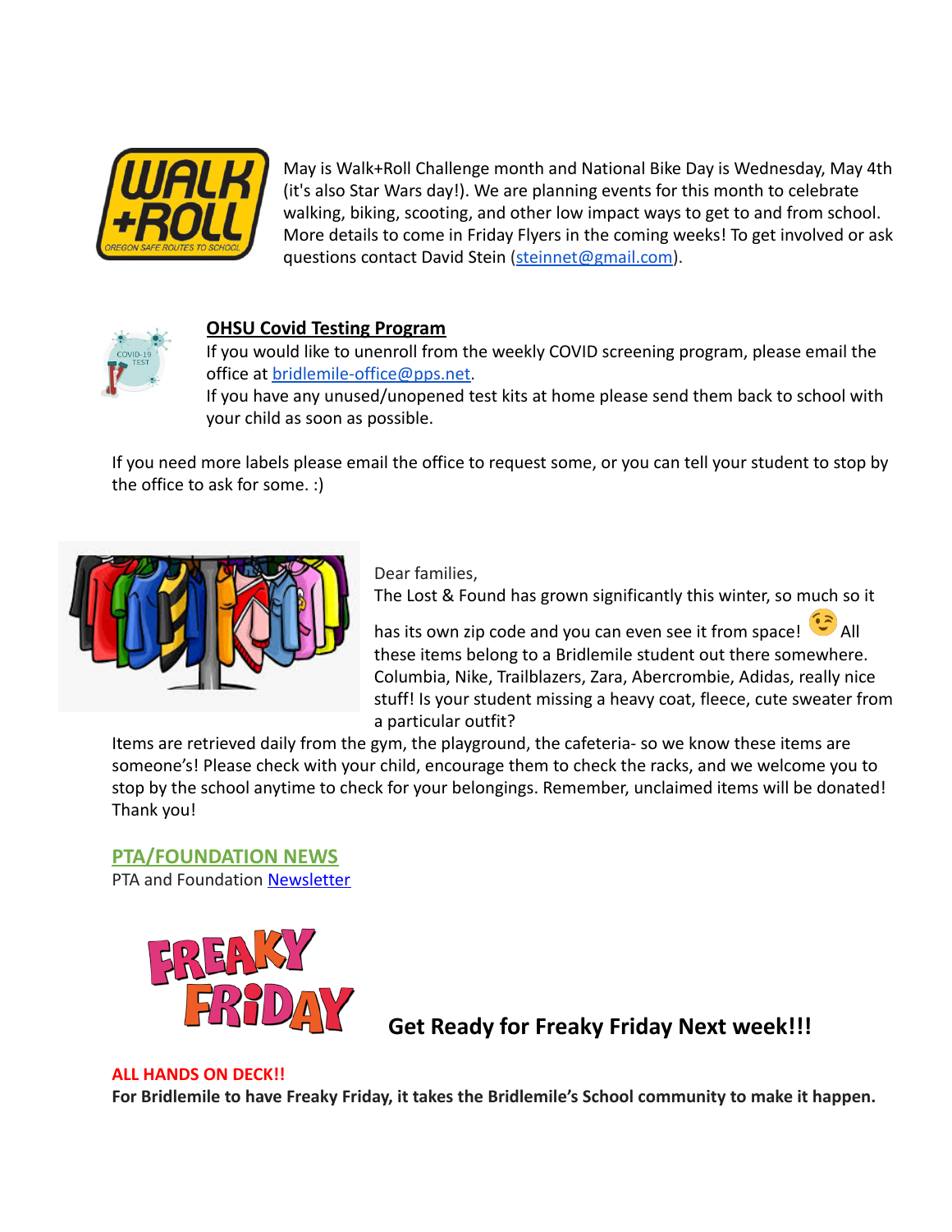May is Walk+Roll Challenge month and National Bike Day is Wednesday, May 4th (it's also Star Wars day!). We are planning events for this month to celebrate walking, biking, scooting, and other low impact ways to get to and from school. More details to come in Friday Flyers in the coming weeks! To get involved or ask questions contact David Stein (steinnet@gmail.com).

**OHSU Covid Testing Program**

If you would like to unenroll from the weekly COVID screening program, please email the office at bridlemile-office@pps.net.
If you have any unused/unopened test kits at home please send them back to school with your child as soon as possible.

If you need more labels please email the office to request some, or you can tell your student to stop by the office to ask for some. :)

Dear families,
The Lost & Found has grown significantly this winter, so much so it has its own zip code and you can even see it from space! 😉 All these items belong to a Bridlemile student out there somewhere. Columbia, Nike, Trailblazers, Zara, Abercrombie, Adidas, really nice stuff! Is your student missing a heavy coat, fleece, cute sweater from a particular outfit?
Items are retrieved daily from the gym, the playground, the cafeteria- so we know these items are someone's! Please check with your child, encourage them to check the racks, and we welcome you to stop by the school anytime to check for your belongings. Remember, unclaimed items will be donated! Thank you!

## PTA/FOUNDATION NEWS

PTA and Foundation Newsletter

**Get Ready for Freaky Friday Next week!!!**

**ALL HANDS ON DECK!!**

**For Bridlemile to have Freaky Friday, it takes the Bridlemile's School community to make it happen.**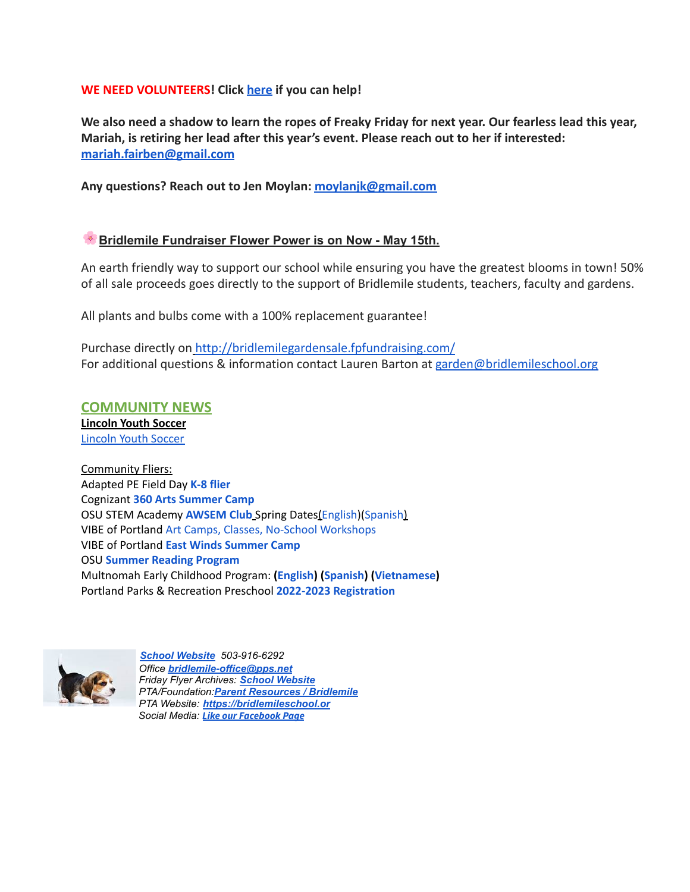**WE NEED VOLUNTEERS! Click here if you can help!**

**We also need a shadow to learn the ropes of Freaky Friday for next year. Our fearless lead this year, Mariah, is retiring her lead after this year's event. Please reach out to her if interested: mariah.fairben@gmail.com**

**Any questions? Reach out to Jen Moylan: moylanjk@gmail.com**

## 🌸 Bridlemile Fundraiser Flower Power is on Now - May 15th.

An earth friendly way to support our school while ensuring you have the greatest blooms in town! 50% of all sale proceeds goes directly to the support of Bridlemile students, teachers, faculty and gardens.

All plants and bulbs come with a 100% replacement guarantee!

Purchase directly on http://bridlemilegardensale.fpfundraising.com/
For additional questions & information contact Lauren Barton at garden@bridlemileschool.org

## COMMUNITY NEWS

**Lincoln Youth Soccer**
Lincoln Youth Soccer

Community Fliers:
Adapted PE Field Day **K-8 flier**
Cognizant **360 Arts Summer Camp**
OSU STEM Academy **AWSEM Club** Spring Dates(English)(Spanish)
VIBE of Portland Art Camps, Classes, No-School Workshops
VIBE of Portland **East Winds Summer Camp**
OSU **Summer Reading Program**
Multnomah Early Childhood Program: **(English) (Spanish) (Vietnamese)**
Portland Parks & Recreation Preschool **2022-2023 Registration**

***School Website*** *503-916-6292*
*Office* ***bridlemile-office@pps.net***
*Friday Flyer Archives:* ***School Website***
*PTA/Foundation:****Parent Resources / Bridlemile***
*PTA Website:* ***https://bridlemileschool.or***
*Social Media:* ***Like our Facebook Page***